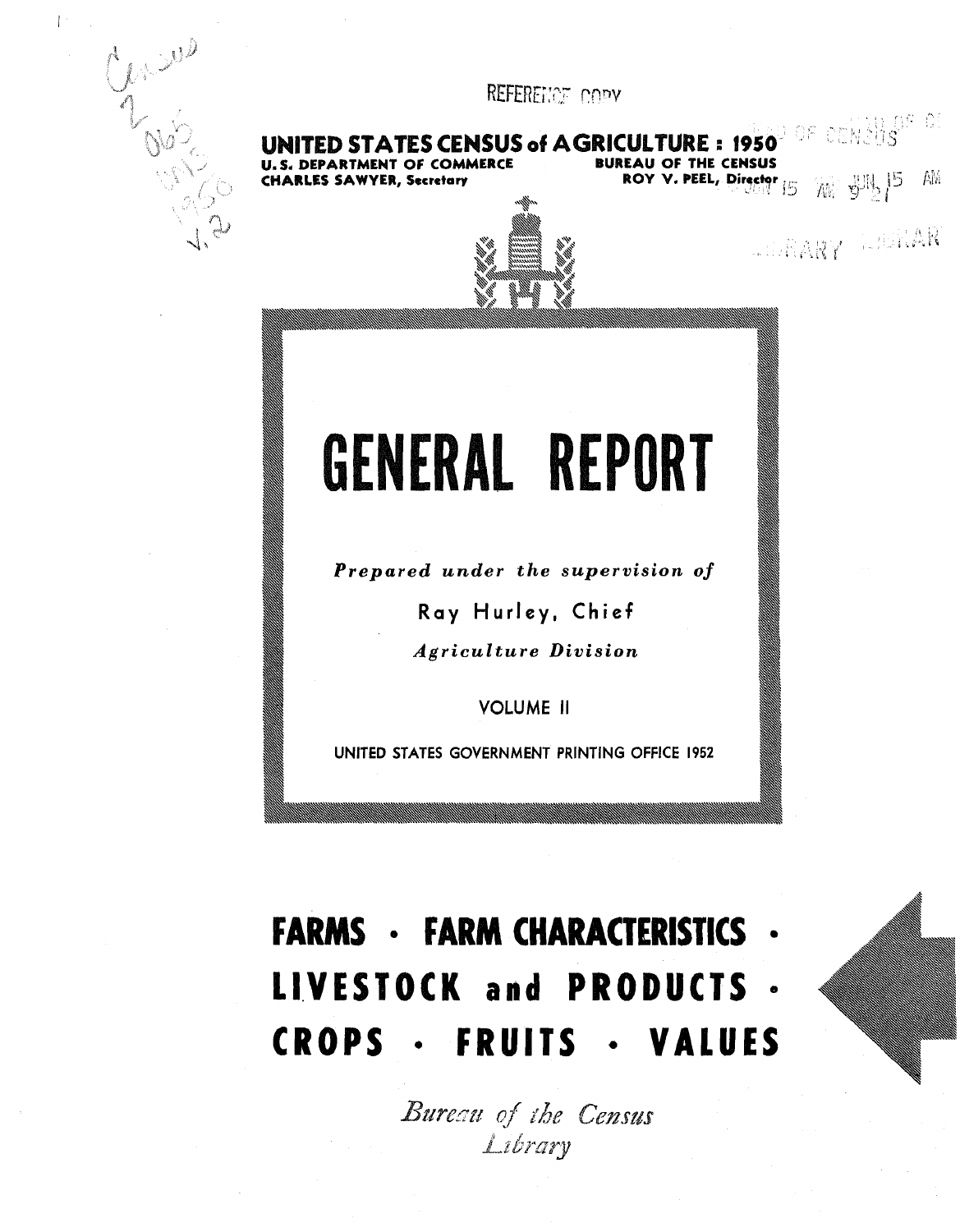REFERENCE COPY

**UNITED STATES CENSUS of AGRICULTURE : 1950**

U. S. DEPARTMENT OF COMMERCE
CHARLES SAWYER, Secretary

BUREAU OF THE CENSUS
ROY V. PEEL, Director

# GENERAL REPORT

*Prepared under the supervision of*

Ray Hurley, Chief

*Agriculture Division*

VOLUME II

UNITED STATES GOVERNMENT PRINTING OFFICE 1952

## FARMS · FARM CHARACTERISTICS · LIVESTOCK and PRODUCTS · CROPS · FRUITS · VALUES

*Bureau of the Census Library*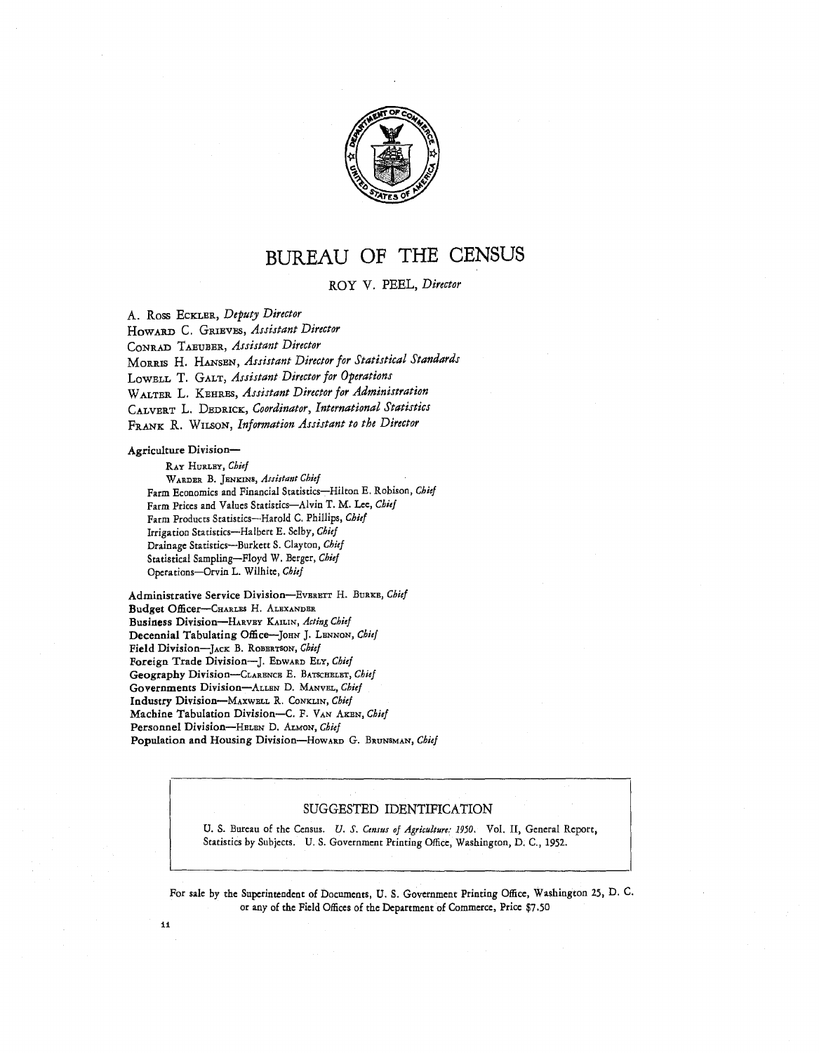# BUREAU OF THE CENSUS

ROY V. PEEL, *Director*

A. ROSS ECKLER, *Deputy Director*
HOWARD C. GRIEVES, *Assistant Director*
CONRAD TAEUBER, *Assistant Director*
MORRIS H. HANSEN, *Assistant Director for Statistical Standards*
LOWELL T. GALT, *Assistant Director for Operations*
WALTER L. KEHRES, *Assistant Director for Administration*
CALVERT L. DEDRICK, *Coordinator, International Statistics*
FRANK R. WILSON, *Information Assistant to the Director*

**Agriculture Division—**

RAY HURLEY, *Chief*
WARDER B. JENKINS, *Assistant Chief*
Farm Economics and Financial Statistics—Hilton E. Robison, *Chief*
Farm Prices and Values Statistics—Alvin T. M. Lee, *Chief*
Farm Products Statistics—Harold C. Phillips, *Chief*
Irrigation Statistics—Halbert E. Selby, *Chief*
Drainage Statistics—Burkett S. Clayton, *Chief*
Statistical Sampling—Floyd W. Berger, *Chief*
Operations—Orvin L. Wilhite, *Chief*

**Administrative Service Division**—EVERETT H. BURKE, *Chief*
**Budget Officer**—CHARLES H. ALEXANDER
**Business Division**—HARVEY KAILIN, *Acting Chief*
**Decennial Tabulating Office**—JOHN J. LENNON, *Chief*
**Field Division**—JACK B. ROBERTSON, *Chief*
**Foreign Trade Division**—J. EDWARD ELY, *Chief*
**Geography Division**—CLARENCE E. BATSCHELET, *Chief*
**Governments Division**—ALLEN D. MANVEL, *Chief*
**Industry Division**—MAXWELL R. CONKLIN, *Chief*
**Machine Tabulation Division**—C. F. VAN AKEN, *Chief*
**Personnel Division**—HELEN D. ALMON, *Chief*
**Population and Housing Division**—HOWARD G. BRUNSMAN, *Chief*

## SUGGESTED IDENTIFICATION

U. S. Bureau of the Census. *U. S. Census of Agriculture: 1950*. Vol. II, General Report, Statistics by Subjects. U. S. Government Printing Office, Washington, D. C., 1952.

For sale by the Superintendent of Documents, U. S. Government Printing Office, Washington 25, D. C. or any of the Field Offices of the Department of Commerce, Price $7.50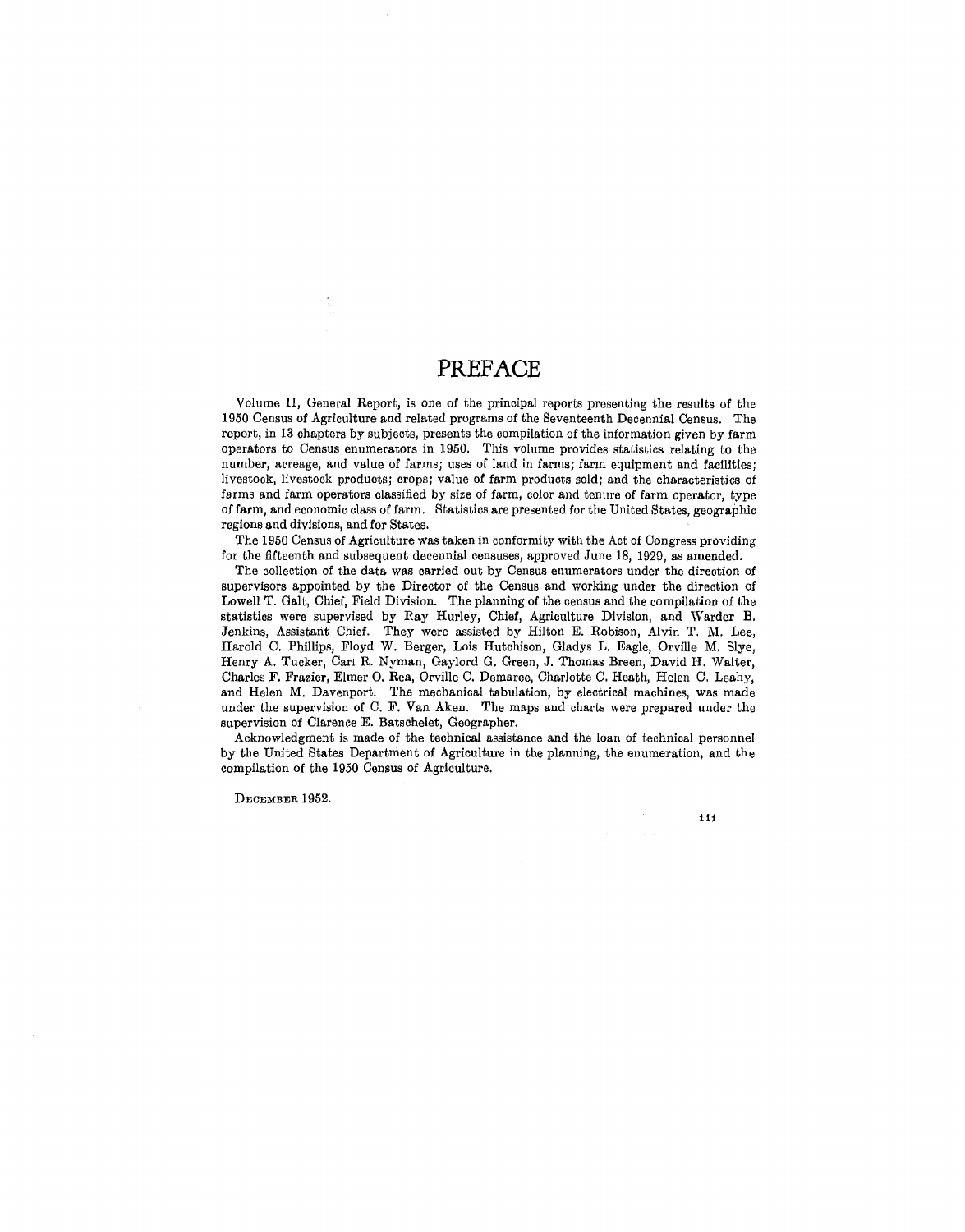# PREFACE

Volume II, General Report, is one of the principal reports presenting the results of the 1950 Census of Agriculture and related programs of the Seventeenth Decennial Census. The report, in 13 chapters by subjects, presents the compilation of the information given by farm operators to Census enumerators in 1950. This volume provides statistics relating to the number, acreage, and value of farms; uses of land in farms; farm equipment and facilities; livestock, livestock products; crops; value of farm products sold; and the characteristics of farms and farm operators classified by size of farm, color and tenure of farm operator, type of farm, and economic class of farm. Statistics are presented for the United States, geographic regions and divisions, and for States.

The 1950 Census of Agriculture was taken in conformity with the Act of Congress providing for the fifteenth and subsequent decennial censuses, approved June 18, 1929, as amended.

The collection of the data was carried out by Census enumerators under the direction of supervisors appointed by the Director of the Census and working under the direction of Lowell T. Galt, Chief, Field Division. The planning of the census and the compilation of the statistics were supervised by Ray Hurley, Chief, Agriculture Division, and Warder B. Jenkins, Assistant Chief. They were assisted by Hilton E. Robison, Alvin T. M. Lee, Harold C. Phillips, Floyd W. Berger, Lois Hutchison, Gladys L. Eagle, Orville M. Slye, Henry A. Tucker, Carl R. Nyman, Gaylord G. Green, J. Thomas Breen, David H. Walter, Charles F. Frazier, Elmer O. Rea, Orville C. Demaree, Charlotte C. Heath, Helen C. Leahy, and Helen M. Davenport. The mechanical tabulation, by electrical machines, was made under the supervision of C. F. Van Aken. The maps and charts were prepared under the supervision of Clarence E. Batschelet, Geographer.

Acknowledgment is made of the technical assistance and the loan of technical personnel by the United States Department of Agriculture in the planning, the enumeration, and the compilation of the 1950 Census of Agriculture.

DECEMBER 1952.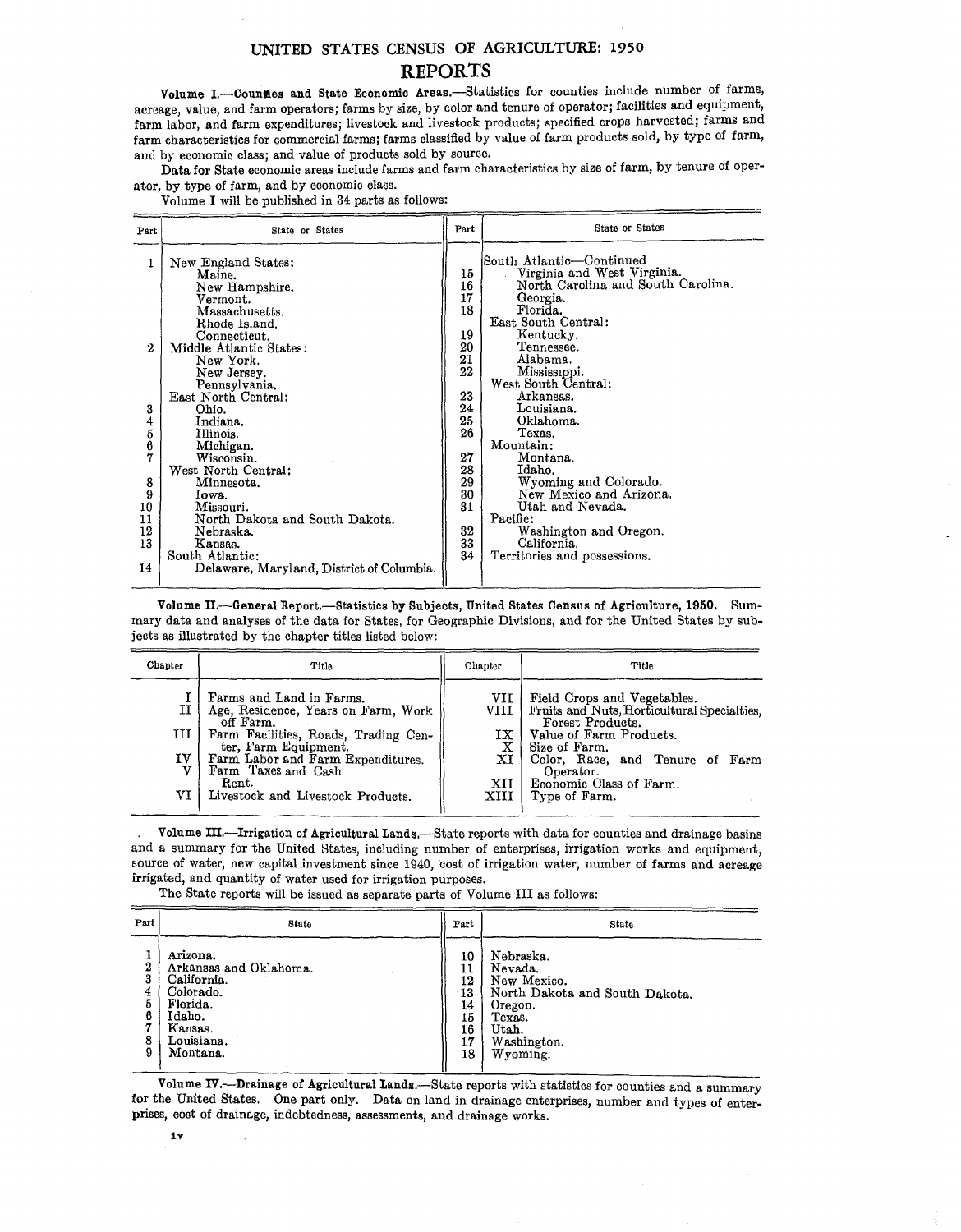# UNITED STATES CENSUS OF AGRICULTURE: 1950

## REPORTS

**Volume I.—Counties and State Economic Areas.**—Statistics for counties include number of farms, acreage, value, and farm operators; farms by size, by color and tenure of operator; facilities and equipment, farm labor, and farm expenditures; livestock and livestock products; specified crops harvested; farms and farm characteristics for commercial farms; farms classified by value of farm products sold, by type of farm, and by economic class; and value of products sold by source.

Data for State economic areas include farms and farm characteristics by size of farm, by tenure of operator, by type of farm, and by economic class.

Volume I will be published in 34 parts as follows:

| Part | State or States | Part | State or States |
|---|---|---|---|
| 1 | New England States: | | South Atlantic—Continued |
| | Maine. | 15 | Virginia and West Virginia. |
| | New Hampshire. | 16 | North Carolina and South Carolina. |
| | Vermont. | 17 | Georgia. |
| | Massachusetts. | 18 | Florida. |
| | Rhode Island. | | East South Central: |
| | Connecticut. | 19 | Kentucky. |
| 2 | Middle Atlantic States: | 20 | Tennessee. |
| | New York. | 21 | Alabama. |
| | New Jersey. | 22 | Mississippi. |
| | Pennsylvania. | | West South Central: |
| | East North Central: | 23 | Arkansas. |
| 3 | Ohio. | 24 | Louisiana. |
| 4 | Indiana. | 25 | Oklahoma. |
| 5 | Illinois. | 26 | Texas. |
| 6 | Michigan. | | Mountain: |
| 7 | Wisconsin. | 27 | Montana. |
| | West North Central: | 28 | Idaho. |
| 8 | Minnesota. | 29 | Wyoming and Colorado. |
| 9 | Iowa. | 30 | New Mexico and Arizona. |
| 10 | Missouri. | 31 | Utah and Nevada. |
| 11 | North Dakota and South Dakota. | | Pacific: |
| 12 | Nebraska. | 32 | Washington and Oregon. |
| 13 | Kansas. | 33 | California. |
| | South Atlantic: | 34 | Territories and possessions. |
| 14 | Delaware, Maryland, District of Columbia. | | |

**Volume II.—General Report.—Statistics by Subjects, United States Census of Agriculture, 1950.** Summary data and analyses of the data for States, for Geographic Divisions, and for the United States by subjects as illustrated by the chapter titles listed below:

| Chapter | Title | Chapter | Title |
|---|---|---|---|
| I | Farms and Land in Farms. | VII | Field Crops and Vegetables. |
| II | Age, Residence, Years on Farm, Work off Farm. | VIII | Fruits and Nuts, Horticultural Specialties, Forest Products. |
| III | Farm Facilities, Roads, Trading Center, Farm Equipment. | IX | Value of Farm Products. |
| IV | Farm Labor and Farm Expenditures. | X | Size of Farm. |
| V | Farm Taxes and Cash Rent. | XI | Color, Race, and Tenure of Farm Operator. |
| VI | Livestock and Livestock Products. | XII | Economic Class of Farm. |
| | | XIII | Type of Farm. |

**Volume III.—Irrigation of Agricultural Lands.**—State reports with data for counties and drainage basins and a summary for the United States, including number of enterprises, irrigation works and equipment, source of water, new capital investment since 1940, cost of irrigation water, number of farms and acreage irrigated, and quantity of water used for irrigation purposes.

The State reports will be issued as separate parts of Volume III as follows:

| Part | State | Part | State |
|---|---|---|---|
| 1 | Arizona. | 10 | Nebraska. |
| 2 | Arkansas and Oklahoma. | 11 | Nevada. |
| 3 | California. | 12 | New Mexico. |
| 4 | Colorado. | 13 | North Dakota and South Dakota. |
| 5 | Florida. | 14 | Oregon. |
| 6 | Idaho. | 15 | Texas. |
| 7 | Kansas. | 16 | Utah. |
| 8 | Louisiana. | 17 | Washington. |
| 9 | Montana. | 18 | Wyoming. |

**Volume IV.—Drainage of Agricultural Lands.**—State reports with statistics for counties and a summary for the United States. One part only. Data on land in drainage enterprises, number and types of enterprises, cost of drainage, indebtedness, assessments, and drainage works.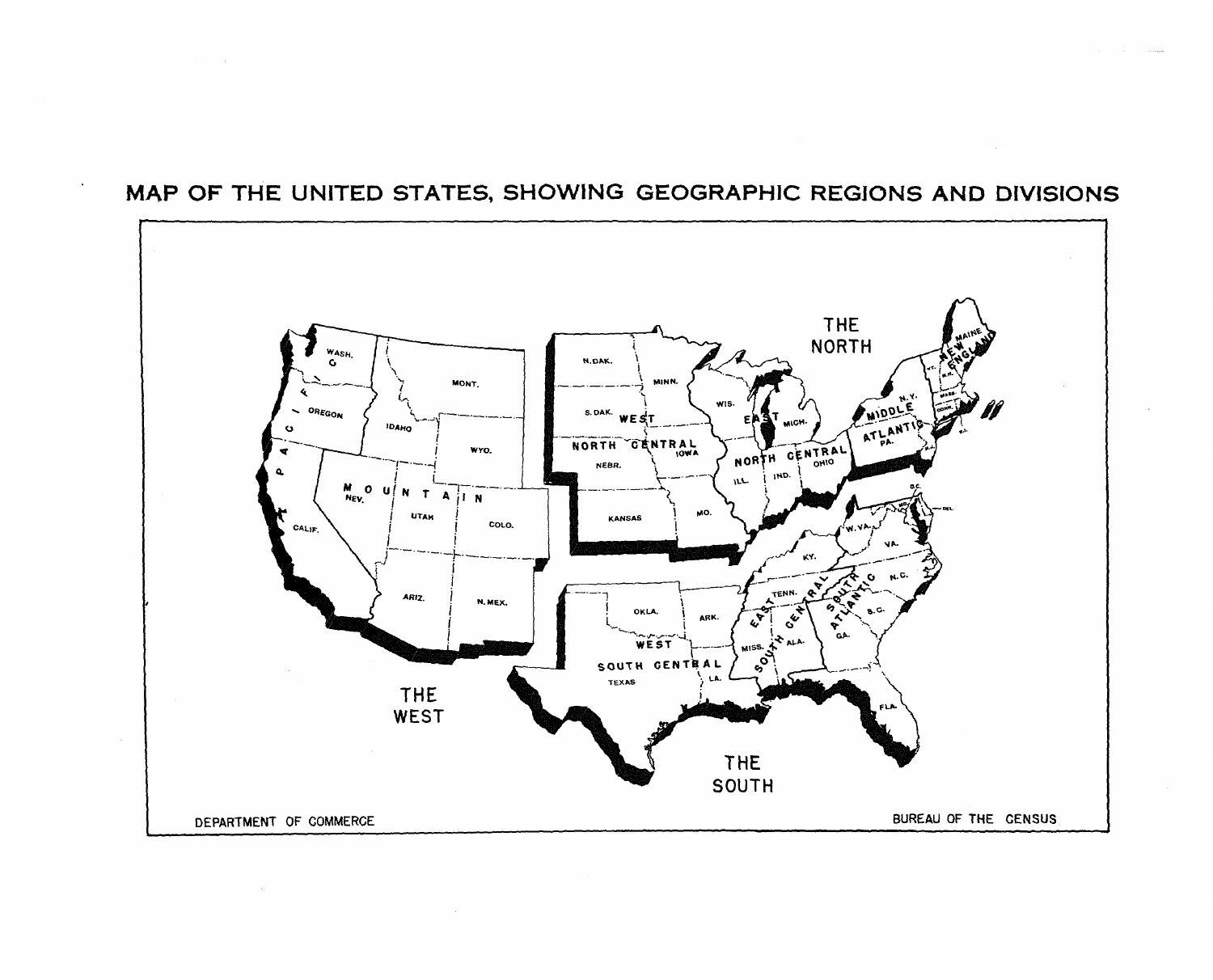# MAP OF THE UNITED STATES, SHOWING GEOGRAPHIC REGIONS AND DIVISIONS

THE NORTH

THE WEST

THE SOUTH

PACIFIC: WASH., OREGON, CALIF.

MOUNTAIN: MONT., IDAHO, WYO., NEV., UTAH, COLO., ARIZ., N. MEX.

WEST NORTH CENTRAL: N. DAK., MINN., S. DAK., NEBR., IOWA, KANSAS, MO.

EAST NORTH CENTRAL: WIS., MICH., ILL., IND., OHIO

NEW ENGLAND: MAINE, VT., N.H., MASS., CONN., R.I.

MIDDLE ATLANTIC: N.Y., PA., N.J.

SOUTH ATLANTIC: DEL., MD., D.C., W. VA., VA., N.C., S.C., GA., FLA.

EAST SOUTH CENTRAL: KY., TENN., MISS., ALA.

WEST SOUTH CENTRAL: OKLA., ARK., TEXAS, LA.

DEPARTMENT OF COMMERCE

BUREAU OF THE CENSUS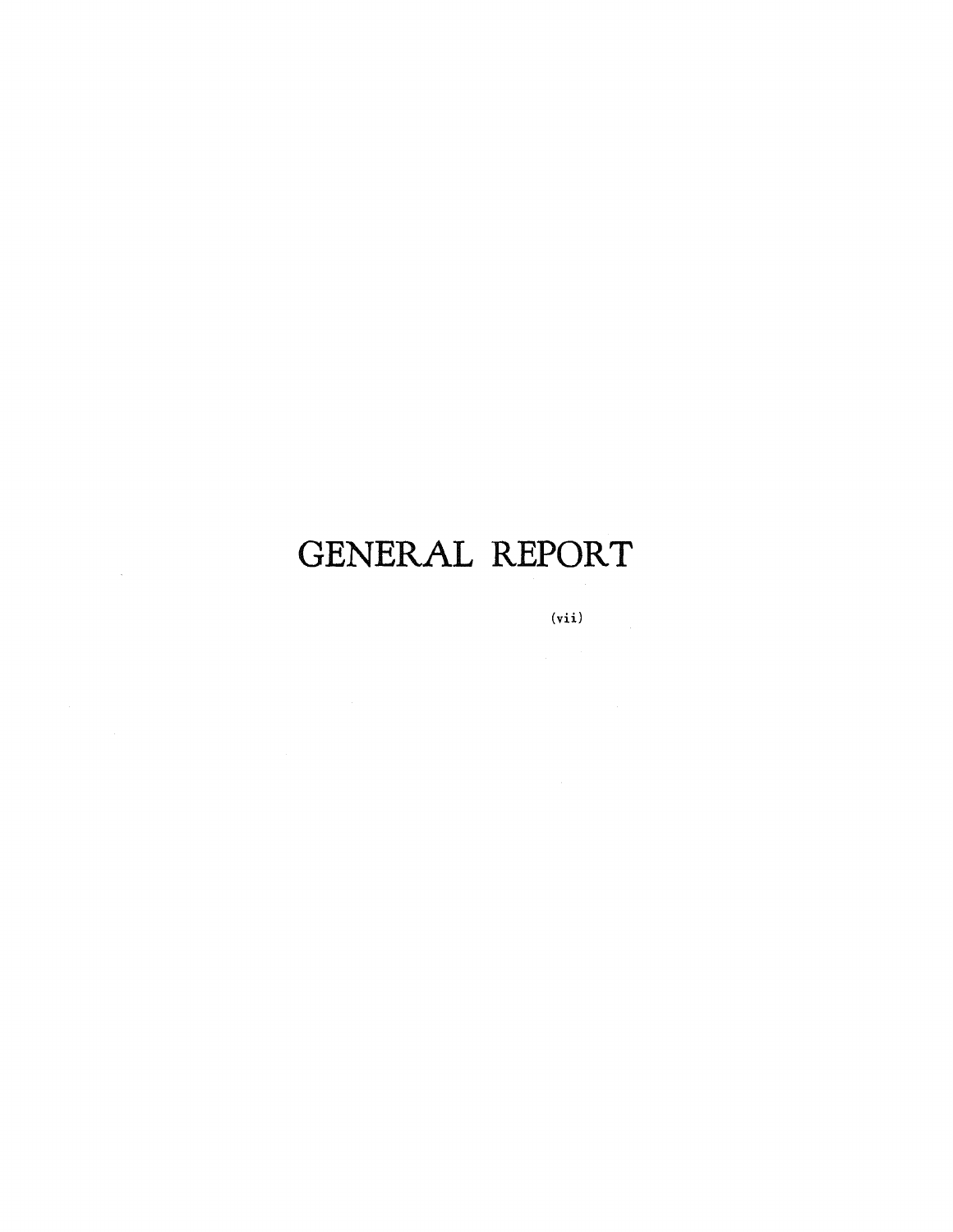# GENERAL REPORT